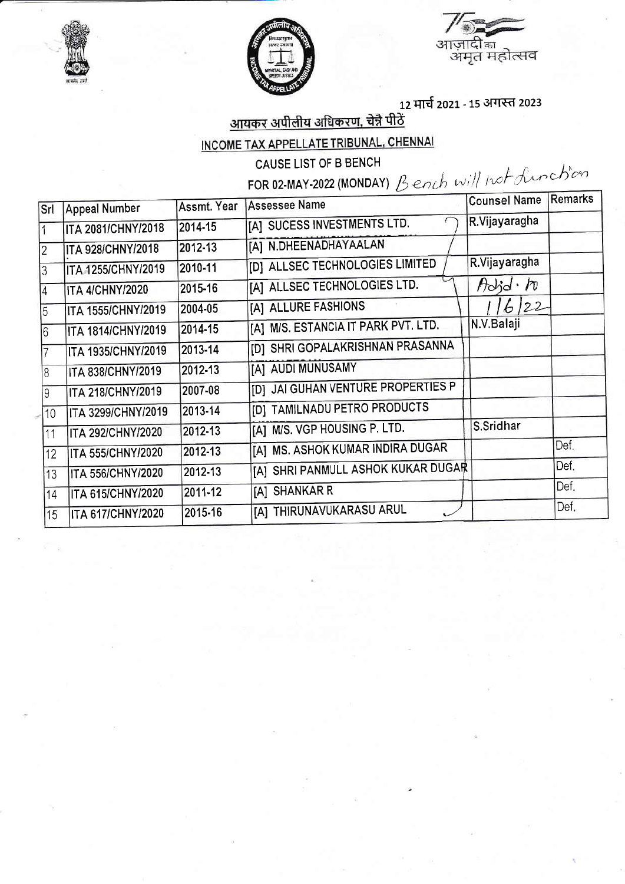12 मार्च 2021 - 15 अगस्त 2023

आज़ादी का अमृत महोत्सव

## आयकर अपीलीय अधिकरण, चेन्नै पीठें

## INCOME TAX APPELLATE TRIBUNAL, CHENNAI

### CAUSE LIST OF B BENCH

### FOR 02-MAY-2022 (MONDAY) Bench will not function

| Srl | Appeal Number | Assmt. Year | Assessee Name | Counsel Name | Remarks |
|---|---|---|---|---|---|
| 1 | ITA 2081/CHNY/2018 | 2014-15 | [A] SUCESS INVESTMENTS LTD. | R.Vijayaragha | |
| 2 | ITA 928/CHNY/2018 | 2012-13 | [A] N.DHEENADHAYAALAN | | |
| 3 | ITA 1255/CHNY/2019 | 2010-11 | [D] ALLSEC TECHNOLOGIES LIMITED | R.Vijayaragha | |
| 4 | ITA 4/CHNY/2020 | 2015-16 | [A] ALLSEC TECHNOLOGIES LTD. | Adjd. to | |
| 5 | ITA 1555/CHNY/2019 | 2004-05 | [A] ALLURE FASHIONS | 1/6/22 | |
| 6 | ITA 1814/CHNY/2019 | 2014-15 | [A] M/S. ESTANCIA IT PARK PVT. LTD. | N.V.Balaji | |
| 7 | ITA 1935/CHNY/2019 | 2013-14 | [D] SHRI GOPALAKRISHNAN PRASANNA | | |
| 8 | ITA 838/CHNY/2019 | 2012-13 | [A] AUDI MUNUSAMY | | |
| 9 | ITA 218/CHNY/2019 | 2007-08 | [D] JAI GUHAN VENTURE PROPERTIES P | | |
| 10 | ITA 3299/CHNY/2019 | 2013-14 | [D] TAMILNADU PETRO PRODUCTS | | |
| 11 | ITA 292/CHNY/2020 | 2012-13 | [A] M/S. VGP HOUSING P. LTD. | S.Sridhar | |
| 12 | ITA 555/CHNY/2020 | 2012-13 | [A] MS. ASHOK KUMAR INDIRA DUGAR | | Def. |
| 13 | ITA 556/CHNY/2020 | 2012-13 | [A] SHRI PANMULL ASHOK KUKAR DUGAR | | Def. |
| 14 | ITA 615/CHNY/2020 | 2011-12 | [A] SHANKAR R | | Def. |
| 15 | ITA 617/CHNY/2020 | 2015-16 | [A] THIRUNAVUKARASU ARUL | | Def. |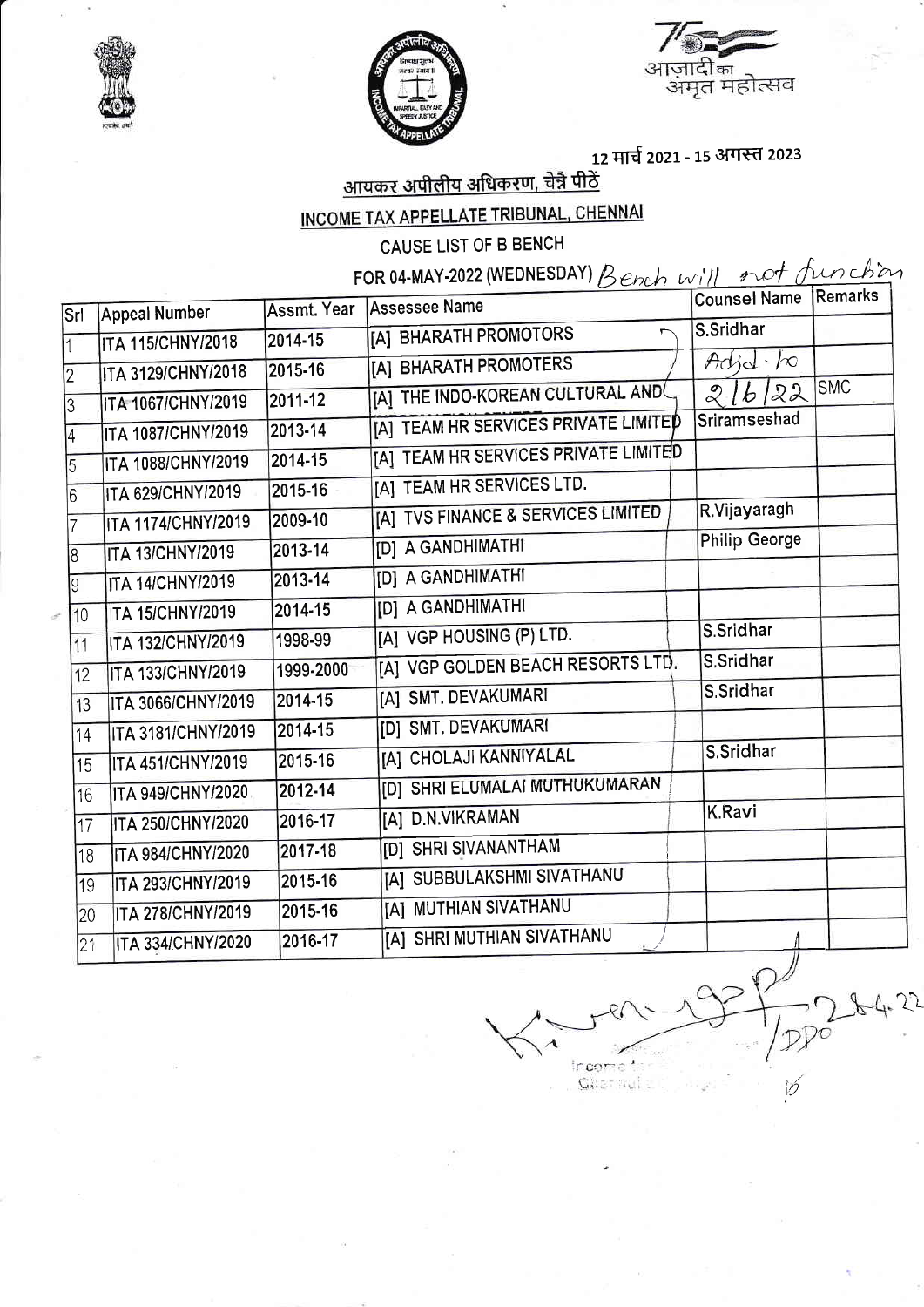12 मार्च 2021 - 15 अगस्त 2023

## आयकर अपीलीय अधिकरण, चेन्नै पीठें

## INCOME TAX APPELLATE TRIBUNAL, CHENNAI

### CAUSE LIST OF B BENCH

### FOR 04-MAY-2022 (WEDNESDAY) Bench will not function

| Srl | Appeal Number | Assmt. Year | Assessee Name | Counsel Name | Remarks |
|---|---|---|---|---|---|
| 1 | ITA 115/CHNY/2018 | 2014-15 | [A] BHARATH PROMOTORS | S.Sridhar | |
| 2 | ITA 3129/CHNY/2018 | 2015-16 | [A] BHARATH PROMOTERS | Adjd. to | |
| 3 | ITA 1067/CHNY/2019 | 2011-12 | [A] THE INDO-KOREAN CULTURAL AND | 2/6/22 | SMC |
| 4 | ITA 1087/CHNY/2019 | 2013-14 | [A] TEAM HR SERVICES PRIVATE LIMITED | Sriramseshad | |
| 5 | ITA 1088/CHNY/2019 | 2014-15 | [A] TEAM HR SERVICES PRIVATE LIMITED | | |
| 6 | ITA 629/CHNY/2019 | 2015-16 | [A] TEAM HR SERVICES LTD. | | |
| 7 | ITA 1174/CHNY/2019 | 2009-10 | [A] TVS FINANCE & SERVICES LIMITED | R.Vijayaragh | |
| 8 | ITA 13/CHNY/2019 | 2013-14 | [D] A GANDHIMATHI | Philip George | |
| 9 | ITA 14/CHNY/2019 | 2013-14 | [D] A GANDHIMATHI | | |
| 10 | ITA 15/CHNY/2019 | 2014-15 | [D] A GANDHIMATHI | | |
| 11 | ITA 132/CHNY/2019 | 1998-99 | [A] VGP HOUSING (P) LTD. | S.Sridhar | |
| 12 | ITA 133/CHNY/2019 | 1999-2000 | [A] VGP GOLDEN BEACH RESORTS LTD. | S.Sridhar | |
| 13 | ITA 3066/CHNY/2019 | 2014-15 | [A] SMT. DEVAKUMARI | S.Sridhar | |
| 14 | ITA 3181/CHNY/2019 | 2014-15 | [D] SMT. DEVAKUMARI | | |
| 15 | ITA 451/CHNY/2019 | 2015-16 | [A] CHOLAJI KANNIYALAL | S.Sridhar | |
| 16 | ITA 949/CHNY/2020 | 2012-14 | [D] SHRI ELUMALAI MUTHUKUMARAN | | |
| 17 | ITA 250/CHNY/2020 | 2016-17 | [A] D.N.VIKRAMAN | K.Ravi | |
| 18 | ITA 984/CHNY/2020 | 2017-18 | [D] SHRI SIVANANTHAM | | |
| 19 | ITA 293/CHNY/2019 | 2015-16 | [A] SUBBULAKSHMI SIVATHANU | | |
| 20 | ITA 278/CHNY/2019 | 2015-16 | [A] MUTHIAN SIVATHANU | | |
| 21 | ITA 334/CHNY/2020 | 2016-17 | [A] SHRI MUTHIAN SIVATHANU | | |

DPO 28-4-22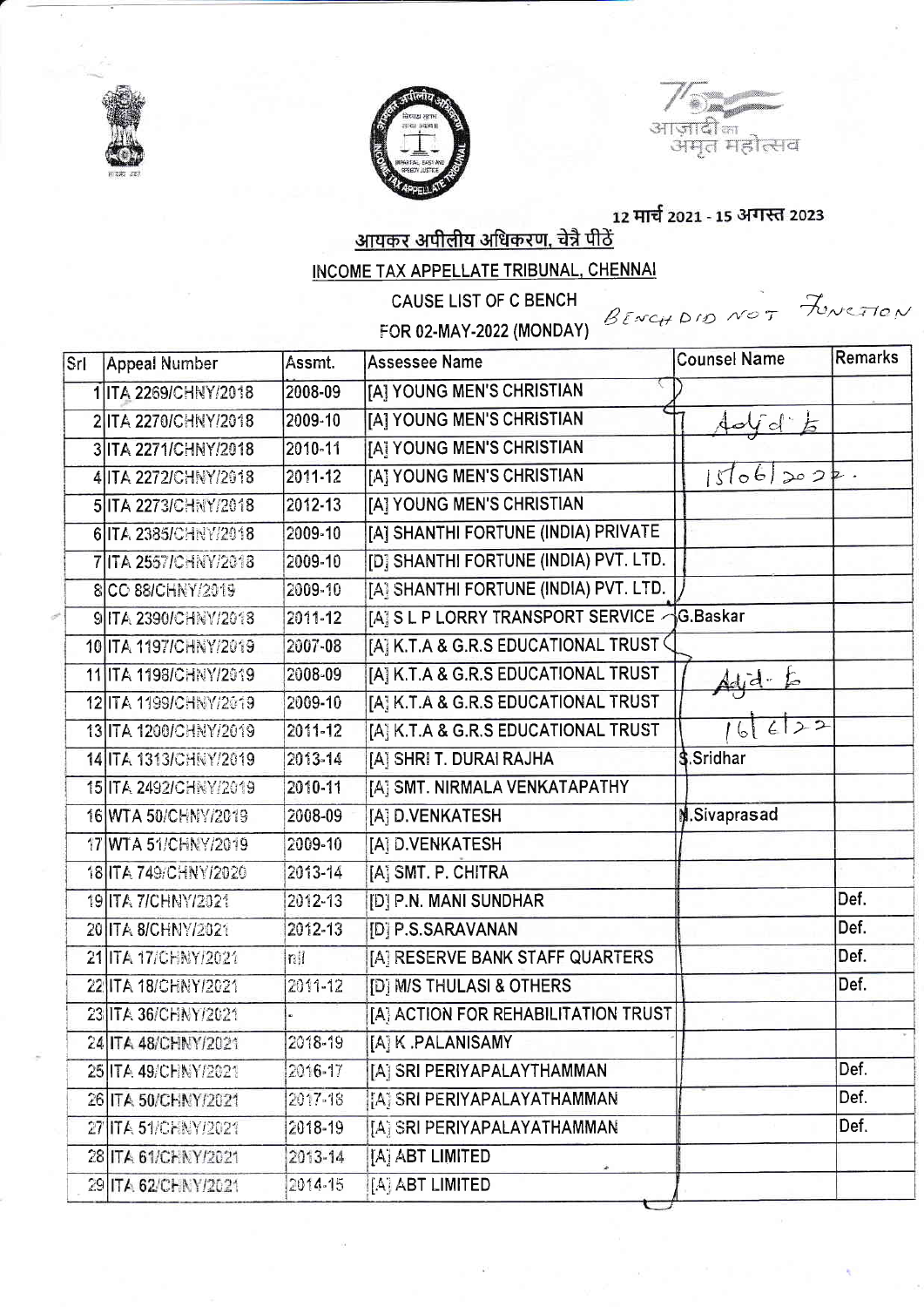12 मार्च 2021 - 15 अगस्त 2023

## आयकर अपीलीय अधिकरण, चेन्नै पीठें

## INCOME TAX APPELLATE TRIBUNAL, CHENNAI

### CAUSE LIST OF C BENCH

### FOR 02-MAY-2022 (MONDAY)

BENCH DID NOT FUNCTION

| Srl | Appeal Number | Assmt. | Assessee Name | Counsel Name | Remarks |
|---|---|---|---|---|---|
| 1 | ITA 2269/CHNY/2018 | 2008-09 | [A] YOUNG MEN'S CHRISTIAN | | |
| 2 | ITA 2270/CHNY/2018 | 2009-10 | [A] YOUNG MEN'S CHRISTIAN | Adjd to | |
| 3 | ITA 2271/CHNY/2018 | 2010-11 | [A] YOUNG MEN'S CHRISTIAN | | |
| 4 | ITA 2272/CHNY/2018 | 2011-12 | [A] YOUNG MEN'S CHRISTIAN | 15/06/2022. | |
| 5 | ITA 2273/CHNY/2018 | 2012-13 | [A] YOUNG MEN'S CHRISTIAN | | |
| 6 | ITA 2385/CHNY/2018 | 2009-10 | [A] SHANTHI FORTUNE (INDIA) PRIVATE | | |
| 7 | ITA 2557/CHNY/2018 | 2009-10 | [D] SHANTHI FORTUNE (INDIA) PVT. LTD. | | |
| 8 | CO 88/CHNY/2019 | 2009-10 | [A] SHANTHI FORTUNE (INDIA) PVT. LTD. | | |
| 9 | ITA 2390/CHNY/2018 | 2011-12 | [A] S L P LORRY TRANSPORT SERVICE | G.Baskar | |
| 10 | ITA 1197/CHNY/2019 | 2007-08 | [A] K.T.A & G.R.S EDUCATIONAL TRUST | | |
| 11 | ITA 1198/CHNY/2019 | 2008-09 | [A] K.T.A & G.R.S EDUCATIONAL TRUST | Adjd. to | |
| 12 | ITA 1199/CHNY/2019 | 2009-10 | [A] K.T.A & G.R.S EDUCATIONAL TRUST | | |
| 13 | ITA 1200/CHNY/2019 | 2011-12 | [A] K.T.A & G.R.S EDUCATIONAL TRUST | 16/6/22 | |
| 14 | ITA 1313/CHNY/2019 | 2013-14 | [A] SHRI T. DURAI RAJHA | S.Sridhar | |
| 15 | ITA 2492/CHNY/2019 | 2010-11 | [A] SMT. NIRMALA VENKATAPATHY | | |
| 16 | WTA 50/CHNY/2019 | 2008-09 | [A] D.VENKATESH | N.Sivaprasad | |
| 17 | WTA 51/CHNY/2019 | 2009-10 | [A] D.VENKATESH | | |
| 18 | ITA 749/CHNY/2020 | 2013-14 | [A] SMT. P. CHITRA | | |
| 19 | ITA 7/CHNY/2021 | 2012-13 | [D] P.N. MANI SUNDHAR | | Def. |
| 20 | ITA 8/CHNY/2021 | 2012-13 | [D] P.S.SARAVANAN | | Def. |
| 21 | ITA 17/CHNY/2021 | nil | [A] RESERVE BANK STAFF QUARTERS | | Def. |
| 22 | ITA 18/CHNY/2021 | 2011-12 | [D] M/S THULASI & OTHERS | | Def. |
| 23 | ITA 36/CHNY/2021 | - | [A] ACTION FOR REHABILITATION TRUST | | |
| 24 | ITA 48/CHNY/2021 | 2018-19 | [A] K .PALANISAMY | | |
| 25 | ITA 49/CHNY/2021 | 2016-17 | [A] SRI PERIYAPALAYTHAMMAN | | Def. |
| 26 | ITA 50/CHNY/2021 | 2017-18 | [A] SRI PERIYAPALAYATHAMMAN | | Def. |
| 27 | ITA 51/CHNY/2021 | 2018-19 | [A] SRI PERIYAPALAYATHAMMAN | | Def. |
| 28 | ITA 61/CHNY/2021 | 2013-14 | [A] ABT LIMITED | | |
| 29 | ITA 62/CHNY/2021 | 2014-15 | [A] ABT LIMITED | | |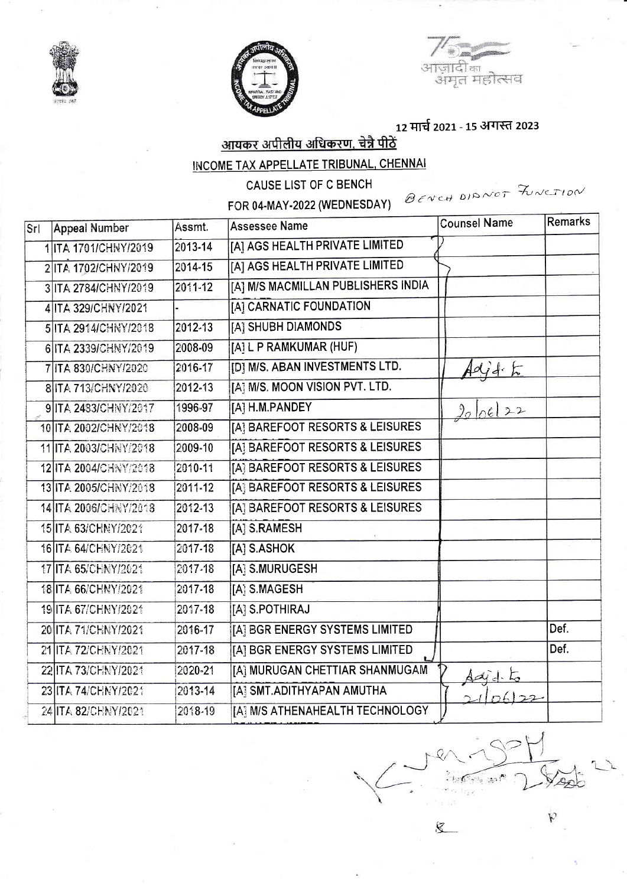12 मार्च 2021 - 15 अगस्त 2023

## आयकर अपीलीय अधिकरण, चेन्नै पीठें

## INCOME TAX APPELLATE TRIBUNAL, CHENNAI

### CAUSE LIST OF C BENCH

### FOR 04-MAY-2022 (WEDNESDAY)

BENCH DID NOT FUNCTION

| Srl | Appeal Number | Assmt. | Assessee Name | Counsel Name | Remarks |
|---|---|---|---|---|---|
| 1 | ITA 1701/CHNY/2019 | 2013-14 | [A] AGS HEALTH PRIVATE LIMITED | | |
| 2 | ITA 1702/CHNY/2019 | 2014-15 | [A] AGS HEALTH PRIVATE LIMITED | | |
| 3 | ITA 2784/CHNY/2019 | 2011-12 | [A] M/S MACMILLAN PUBLISHERS INDIA | | |
| 4 | ITA 329/CHNY/2021 | - | [A] CARNATIC FOUNDATION | | |
| 5 | ITA 2914/CHNY/2018 | 2012-13 | [A] SHUBH DIAMONDS | | |
| 6 | ITA 2339/CHNY/2019 | 2008-09 | [A] L P RAMKUMAR (HUF) | | |
| 7 | ITA 830/CHNY/2020 | 2016-17 | [D] M/S. ABAN INVESTMENTS LTD. | Adjd. to | |
| 8 | ITA 713/CHNY/2020 | 2012-13 | [A] M/S. MOON VISION PVT. LTD. | | |
| 9 | ITA 2483/CHNY/2017 | 1996-97 | [A] H.M.PANDEY | 20/06/22 | |
| 10 | ITA 2002/CHNY/2018 | 2008-09 | [A] BAREFOOT RESORTS & LEISURES | | |
| 11 | ITA 2003/CHNY/2018 | 2009-10 | [A] BAREFOOT RESORTS & LEISURES | | |
| 12 | ITA 2004/CHNY/2018 | 2010-11 | [A] BAREFOOT RESORTS & LEISURES | | |
| 13 | ITA 2005/CHNY/2018 | 2011-12 | [A] BAREFOOT RESORTS & LEISURES | | |
| 14 | ITA 2006/CHNY/2018 | 2012-13 | [A] BAREFOOT RESORTS & LEISURES | | |
| 15 | ITA 63/CHNY/2021 | 2017-18 | [A] S.RAMESH | | |
| 16 | ITA 64/CHNY/2021 | 2017-18 | [A] S.ASHOK | | |
| 17 | ITA 65/CHNY/2021 | 2017-18 | [A] S.MURUGESH | | |
| 18 | ITA 66/CHNY/2021 | 2017-18 | [A] S.MAGESH | | |
| 19 | ITA 67/CHNY/2021 | 2017-18 | [A] S.POTHIRAJ | | |
| 20 | ITA 71/CHNY/2021 | 2016-17 | [A] BGR ENERGY SYSTEMS LIMITED | | Def. |
| 21 | ITA 72/CHNY/2021 | 2017-18 | [A] BGR ENERGY SYSTEMS LIMITED | | Def. |
| 22 | ITA 73/CHNY/2021 | 2020-21 | [A] MURUGAN CHETTIAR SHANMUGAM | Adjd. to | |
| 23 | ITA 74/CHNY/2021 | 2013-14 | [A] SMT.ADITHYAPAN AMUTHA | 21/06/22 | |
| 24 | ITA 82/CHNY/2021 | 2018-19 | [A] M/S ATHENAHEALTH TECHNOLOGY | | |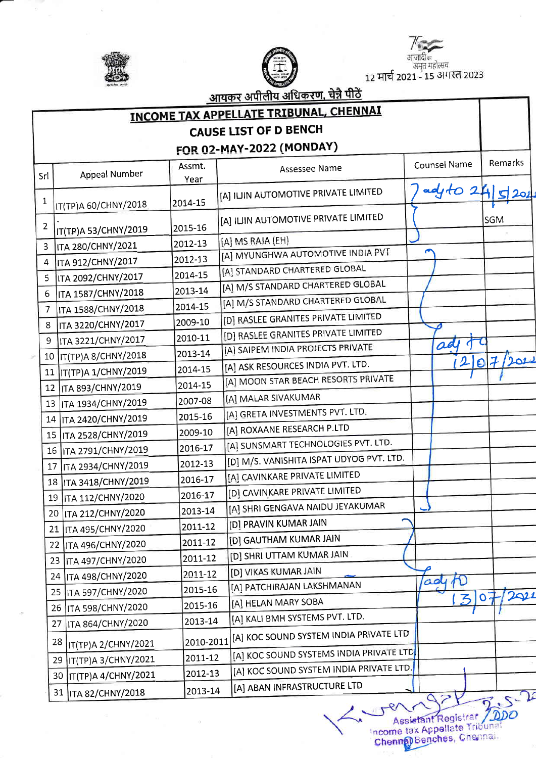आयकर अपीलीय अधिकरण, चेन्नै पीठें

12 मार्च 2021 - 15 अगस्त 2023

## INCOME TAX APPELLATE TRIBUNAL, CHENNAI

### CAUSE LIST OF D BENCH

### FOR 02-MAY-2022 (MONDAY)

| Srl | Appeal Number | Assmt. Year | Assessee Name | Counsel Name | Remarks |
|---|---|---|---|---|---|
| 1 | IT(TP)A 60/CHNY/2018 | 2014-15 | [A] IIJIN AUTOMOTIVE PRIVATE LIMITED | adj to 24/5/2022 | |
| 2 | IT(TP)A 53/CHNY/2019 | 2015-16 | [A] IIJIN AUTOMOTIVE PRIVATE LIMITED | | SGM |
| 3 | ITA 280/CHNY/2021 | 2012-13 | [A] MS RAJA (EH) | | |
| 4 | ITA 912/CHNY/2017 | 2012-13 | [A] MYUNGHWA AUTOMOTIVE INDIA PVT | | |
| 5 | ITA 2092/CHNY/2017 | 2014-15 | [A] STANDARD CHARTERED GLOBAL | | |
| 6 | ITA 1587/CHNY/2018 | 2013-14 | [A] M/S STANDARD CHARTERED GLOBAL | | |
| 7 | ITA 1588/CHNY/2018 | 2014-15 | [A] M/S STANDARD CHARTERED GLOBAL | | |
| 8 | ITA 3220/CHNY/2017 | 2009-10 | [D] RASLEE GRANITES PRIVATE LIMITED | | |
| 9 | ITA 3221/CHNY/2017 | 2010-11 | [D] RASLEE GRANITES PRIVATE LIMITED | adj to | |
| 10 | IT(TP)A 8/CHNY/2018 | 2013-14 | [A] SAIPEM INDIA PROJECTS PRIVATE | 12/07/2022 | |
| 11 | IT(TP)A 1/CHNY/2019 | 2014-15 | [A] ASK RESOURCES INDIA PVT. LTD. | | |
| 12 | ITA 893/CHNY/2019 | 2014-15 | [A] MOON STAR BEACH RESORTS PRIVATE | | |
| 13 | ITA 1934/CHNY/2019 | 2007-08 | [A] MALAR SIVAKUMAR | | |
| 14 | ITA 2420/CHNY/2019 | 2015-16 | [A] GRETA INVESTMENTS PVT. LTD. | | |
| 15 | ITA 2528/CHNY/2019 | 2009-10 | [A] ROXAANE RESEARCH P.LTD | | |
| 16 | ITA 2791/CHNY/2019 | 2016-17 | [A] SUNSMART TECHNOLOGIES PVT. LTD. | | |
| 17 | ITA 2934/CHNY/2019 | 2012-13 | [D] M/S. VANISHITA ISPAT UDYOG PVT. LTD. | | |
| 18 | ITA 3418/CHNY/2019 | 2016-17 | [A] CAVINKARE PRIVATE LIMITED | | |
| 19 | ITA 112/CHNY/2020 | 2016-17 | [D] CAVINKARE PRIVATE LIMITED | | |
| 20 | ITA 212/CHNY/2020 | 2013-14 | [A] SHRI GENGAVA NAIDU JEYAKUMAR | | |
| 21 | ITA 495/CHNY/2020 | 2011-12 | [D] PRAVIN KUMAR JAIN | | |
| 22 | ITA 496/CHNY/2020 | 2011-12 | [D] GAUTHAM KUMAR JAIN | | |
| 23 | ITA 497/CHNY/2020 | 2011-12 | [D] SHRI UTTAM KUMAR JAIN | | |
| 24 | ITA 498/CHNY/2020 | 2011-12 | [D] VIKAS KUMAR JAIN | | |
| 25 | ITA 597/CHNY/2020 | 2015-16 | [A] PATCHIRAJAN LAKSHMANAN | adj to | |
| 26 | ITA 598/CHNY/2020 | 2015-16 | [A] HELAN MARY SOBA | 13/07/2022 | |
| 27 | ITA 864/CHNY/2020 | 2013-14 | [A] KALI BMH SYSTEMS PVT. LTD. | | |
| 28 | IT(TP)A 2/CHNY/2021 | 2010-2011 | [A] KOC SOUND SYSTEM INDIA PRIVATE LTD | | |
| 29 | IT(TP)A 3/CHNY/2021 | 2011-12 | [A] KOC SOUND SYSTEMS INDIA PRIVATE LTD | | |
| 30 | IT(TP)A 4/CHNY/2021 | 2012-13 | [A] KOC SOUND SYSTEM INDIA PRIVATE LTD. | | |
| 31 | ITA 82/CHNY/2018 | 2013-14 | [A] ABAN INFRASTRUCTURE LTD | | |

Assistant Registrar / DDO
Income tax Appellate Tribunal
Chennai Benches, Chennai.